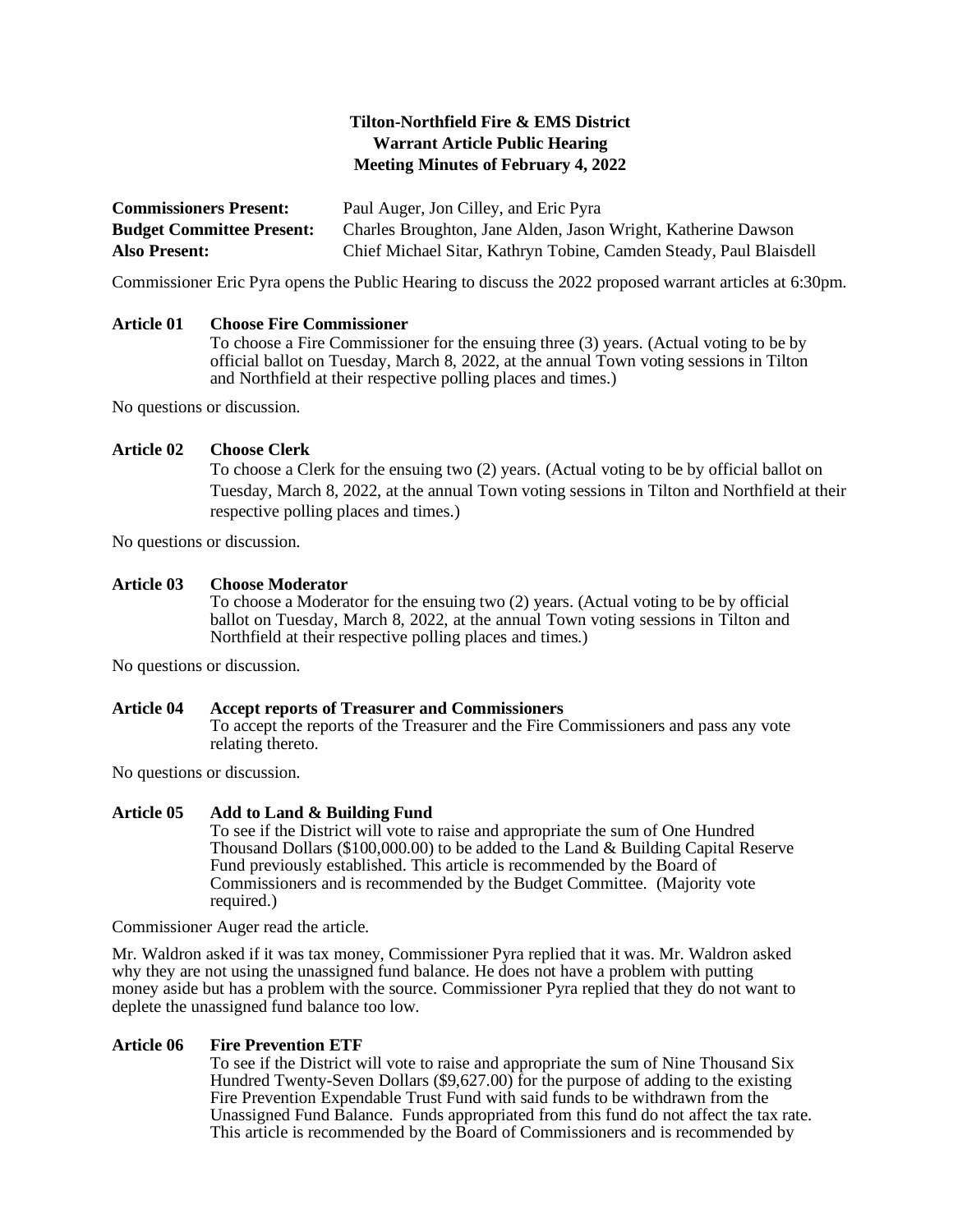# Tilton-Northfield Fire & EMS District
## Warrant Article Public Hearing
## Meeting Minutes of February 4, 2022

**Commissioners Present:** Paul Auger, Jon Cilley, and Eric Pyra
**Budget Committee Present:** Charles Broughton, Jane Alden, Jason Wright, Katherine Dawson
**Also Present:** Chief Michael Sitar, Kathryn Tobine, Camden Steady, Paul Blaisdell

Commissioner Eric Pyra opens the Public Hearing to discuss the 2022 proposed warrant articles at 6:30pm.

**Article 01 Choose Fire Commissioner**
To choose a Fire Commissioner for the ensuing three (3) years. (Actual voting to be by official ballot on Tuesday, March 8, 2022, at the annual Town voting sessions in Tilton and Northfield at their respective polling places and times.)

No questions or discussion.

**Article 02 Choose Clerk**
To choose a Clerk for the ensuing two (2) years. (Actual voting to be by official ballot on Tuesday, March 8, 2022, at the annual Town voting sessions in Tilton and Northfield at their respective polling places and times.)

No questions or discussion.

**Article 03 Choose Moderator**
To choose a Moderator for the ensuing two (2) years. (Actual voting to be by official ballot on Tuesday, March 8, 2022, at the annual Town voting sessions in Tilton and Northfield at their respective polling places and times.)

No questions or discussion.

**Article 04 Accept reports of Treasurer and Commissioners**
To accept the reports of the Treasurer and the Fire Commissioners and pass any vote relating thereto.

No questions or discussion.

**Article 05 Add to Land & Building Fund**
To see if the District will vote to raise and appropriate the sum of One Hundred Thousand Dollars ($100,000.00) to be added to the Land & Building Capital Reserve Fund previously established. This article is recommended by the Board of Commissioners and is recommended by the Budget Committee. (Majority vote required.)

Commissioner Auger read the article.

Mr. Waldron asked if it was tax money, Commissioner Pyra replied that it was. Mr. Waldron asked why they are not using the unassigned fund balance. He does not have a problem with putting money aside but has a problem with the source. Commissioner Pyra replied that they do not want to deplete the unassigned fund balance too low.

**Article 06 Fire Prevention ETF**
To see if the District will vote to raise and appropriate the sum of Nine Thousand Six Hundred Twenty-Seven Dollars ($9,627.00) for the purpose of adding to the existing Fire Prevention Expendable Trust Fund with said funds to be withdrawn from the Unassigned Fund Balance. Funds appropriated from this fund do not affect the tax rate. This article is recommended by the Board of Commissioners and is recommended by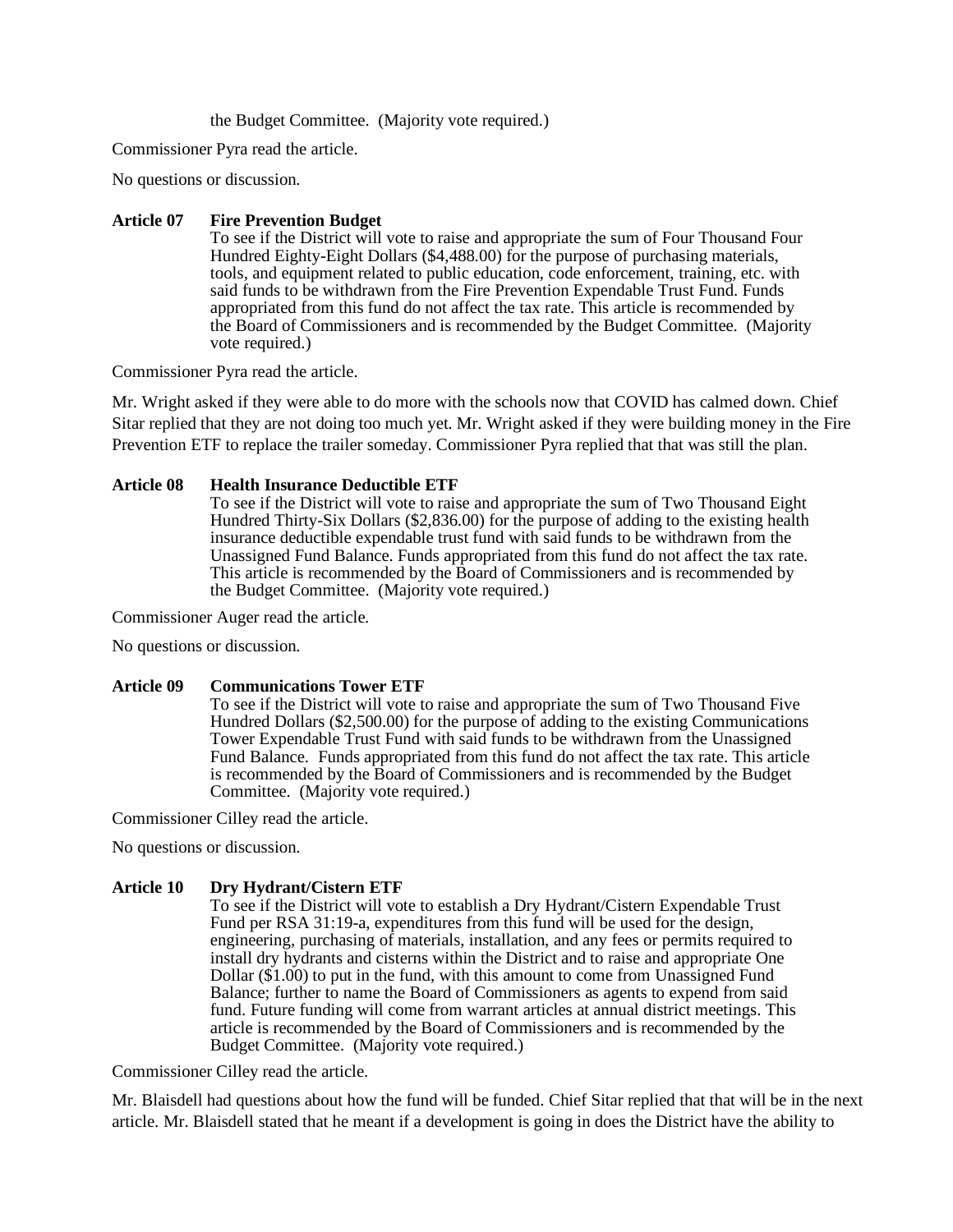the Budget Committee. (Majority vote required.)

Commissioner Pyra read the article.

No questions or discussion.

**Article 07 Fire Prevention Budget**

To see if the District will vote to raise and appropriate the sum of Four Thousand Four Hundred Eighty-Eight Dollars ($4,488.00) for the purpose of purchasing materials, tools, and equipment related to public education, code enforcement, training, etc. with said funds to be withdrawn from the Fire Prevention Expendable Trust Fund. Funds appropriated from this fund do not affect the tax rate. This article is recommended by the Board of Commissioners and is recommended by the Budget Committee. (Majority vote required.)

Commissioner Pyra read the article.

Mr. Wright asked if they were able to do more with the schools now that COVID has calmed down. Chief Sitar replied that they are not doing too much yet. Mr. Wright asked if they were building money in the Fire Prevention ETF to replace the trailer someday. Commissioner Pyra replied that that was still the plan.

**Article 08 Health Insurance Deductible ETF**

To see if the District will vote to raise and appropriate the sum of Two Thousand Eight Hundred Thirty-Six Dollars ($2,836.00) for the purpose of adding to the existing health insurance deductible expendable trust fund with said funds to be withdrawn from the Unassigned Fund Balance. Funds appropriated from this fund do not affect the tax rate. This article is recommended by the Board of Commissioners and is recommended by the Budget Committee. (Majority vote required.)

Commissioner Auger read the article.

No questions or discussion.

**Article 09 Communications Tower ETF**

To see if the District will vote to raise and appropriate the sum of Two Thousand Five Hundred Dollars ($2,500.00) for the purpose of adding to the existing Communications Tower Expendable Trust Fund with said funds to be withdrawn from the Unassigned Fund Balance. Funds appropriated from this fund do not affect the tax rate. This article is recommended by the Board of Commissioners and is recommended by the Budget Committee. (Majority vote required.)

Commissioner Cilley read the article.

No questions or discussion.

**Article 10 Dry Hydrant/Cistern ETF**

To see if the District will vote to establish a Dry Hydrant/Cistern Expendable Trust Fund per RSA 31:19-a, expenditures from this fund will be used for the design, engineering, purchasing of materials, installation, and any fees or permits required to install dry hydrants and cisterns within the District and to raise and appropriate One Dollar ($1.00) to put in the fund, with this amount to come from Unassigned Fund Balance; further to name the Board of Commissioners as agents to expend from said fund. Future funding will come from warrant articles at annual district meetings. This article is recommended by the Board of Commissioners and is recommended by the Budget Committee. (Majority vote required.)

Commissioner Cilley read the article.

Mr. Blaisdell had questions about how the fund will be funded. Chief Sitar replied that that will be in the next article. Mr. Blaisdell stated that he meant if a development is going in does the District have the ability to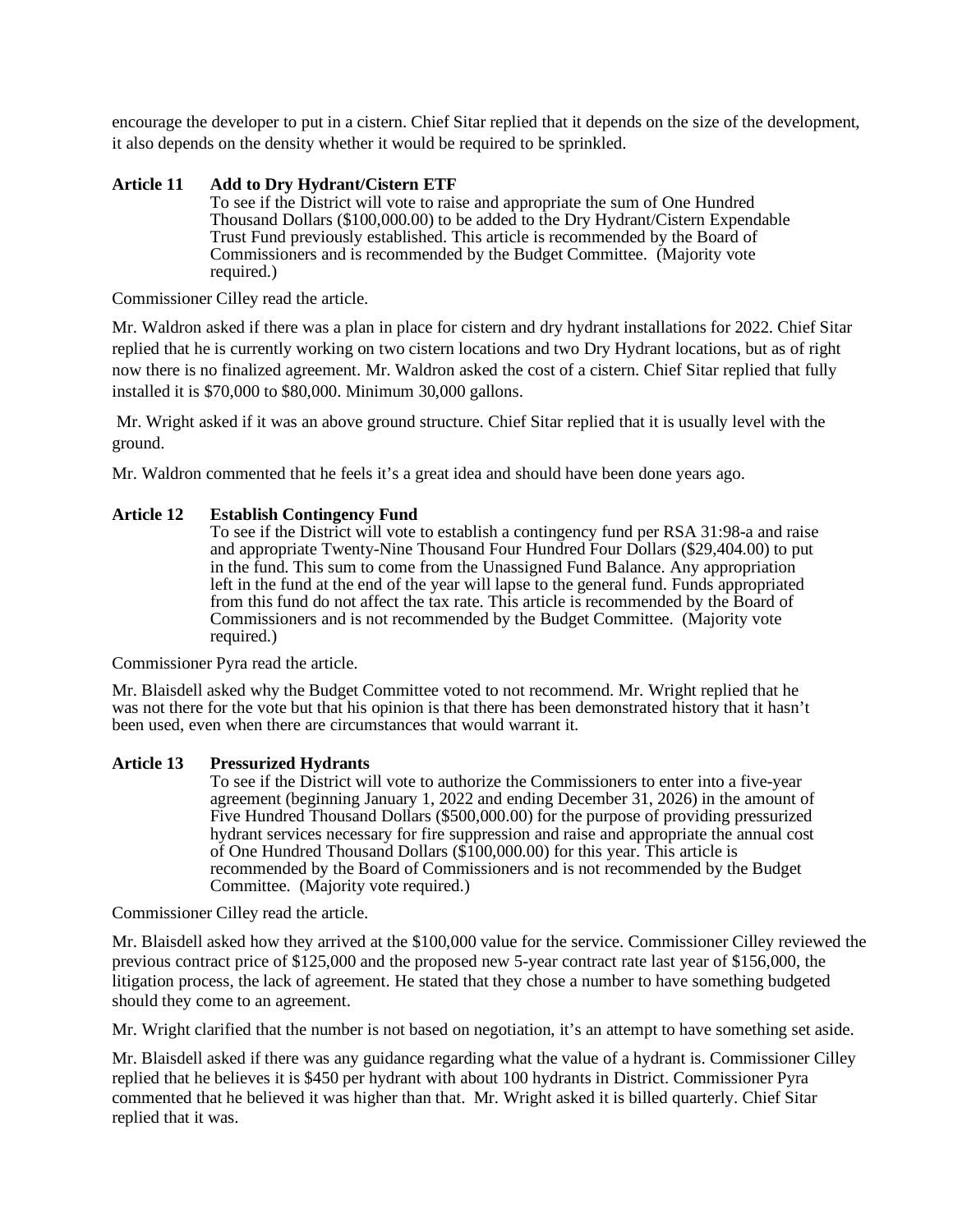encourage the developer to put in a cistern. Chief Sitar replied that it depends on the size of the development, it also depends on the density whether it would be required to be sprinkled.

**Article 11 Add to Dry Hydrant/Cistern ETF**

To see if the District will vote to raise and appropriate the sum of One Hundred Thousand Dollars ($100,000.00) to be added to the Dry Hydrant/Cistern Expendable Trust Fund previously established. This article is recommended by the Board of Commissioners and is recommended by the Budget Committee. (Majority vote required.)

Commissioner Cilley read the article.

Mr. Waldron asked if there was a plan in place for cistern and dry hydrant installations for 2022. Chief Sitar replied that he is currently working on two cistern locations and two Dry Hydrant locations, but as of right now there is no finalized agreement. Mr. Waldron asked the cost of a cistern. Chief Sitar replied that fully installed it is $70,000 to $80,000. Minimum 30,000 gallons.

Mr. Wright asked if it was an above ground structure. Chief Sitar replied that it is usually level with the ground.

Mr. Waldron commented that he feels it's a great idea and should have been done years ago.

**Article 12 Establish Contingency Fund**

To see if the District will vote to establish a contingency fund per RSA 31:98-a and raise and appropriate Twenty-Nine Thousand Four Hundred Four Dollars ($29,404.00) to put in the fund. This sum to come from the Unassigned Fund Balance. Any appropriation left in the fund at the end of the year will lapse to the general fund. Funds appropriated from this fund do not affect the tax rate. This article is recommended by the Board of Commissioners and is not recommended by the Budget Committee. (Majority vote required.)

Commissioner Pyra read the article.

Mr. Blaisdell asked why the Budget Committee voted to not recommend. Mr. Wright replied that he was not there for the vote but that his opinion is that there has been demonstrated history that it hasn't been used, even when there are circumstances that would warrant it.

**Article 13 Pressurized Hydrants**

To see if the District will vote to authorize the Commissioners to enter into a five-year agreement (beginning January 1, 2022 and ending December 31, 2026) in the amount of Five Hundred Thousand Dollars ($500,000.00) for the purpose of providing pressurized hydrant services necessary for fire suppression and raise and appropriate the annual cost of One Hundred Thousand Dollars ($100,000.00) for this year. This article is recommended by the Board of Commissioners and is not recommended by the Budget Committee. (Majority vote required.)

Commissioner Cilley read the article.

Mr. Blaisdell asked how they arrived at the $100,000 value for the service. Commissioner Cilley reviewed the previous contract price of $125,000 and the proposed new 5-year contract rate last year of $156,000, the litigation process, the lack of agreement. He stated that they chose a number to have something budgeted should they come to an agreement.

Mr. Wright clarified that the number is not based on negotiation, it's an attempt to have something set aside.

Mr. Blaisdell asked if there was any guidance regarding what the value of a hydrant is. Commissioner Cilley replied that he believes it is $450 per hydrant with about 100 hydrants in District. Commissioner Pyra commented that he believed it was higher than that. Mr. Wright asked it is billed quarterly. Chief Sitar replied that it was.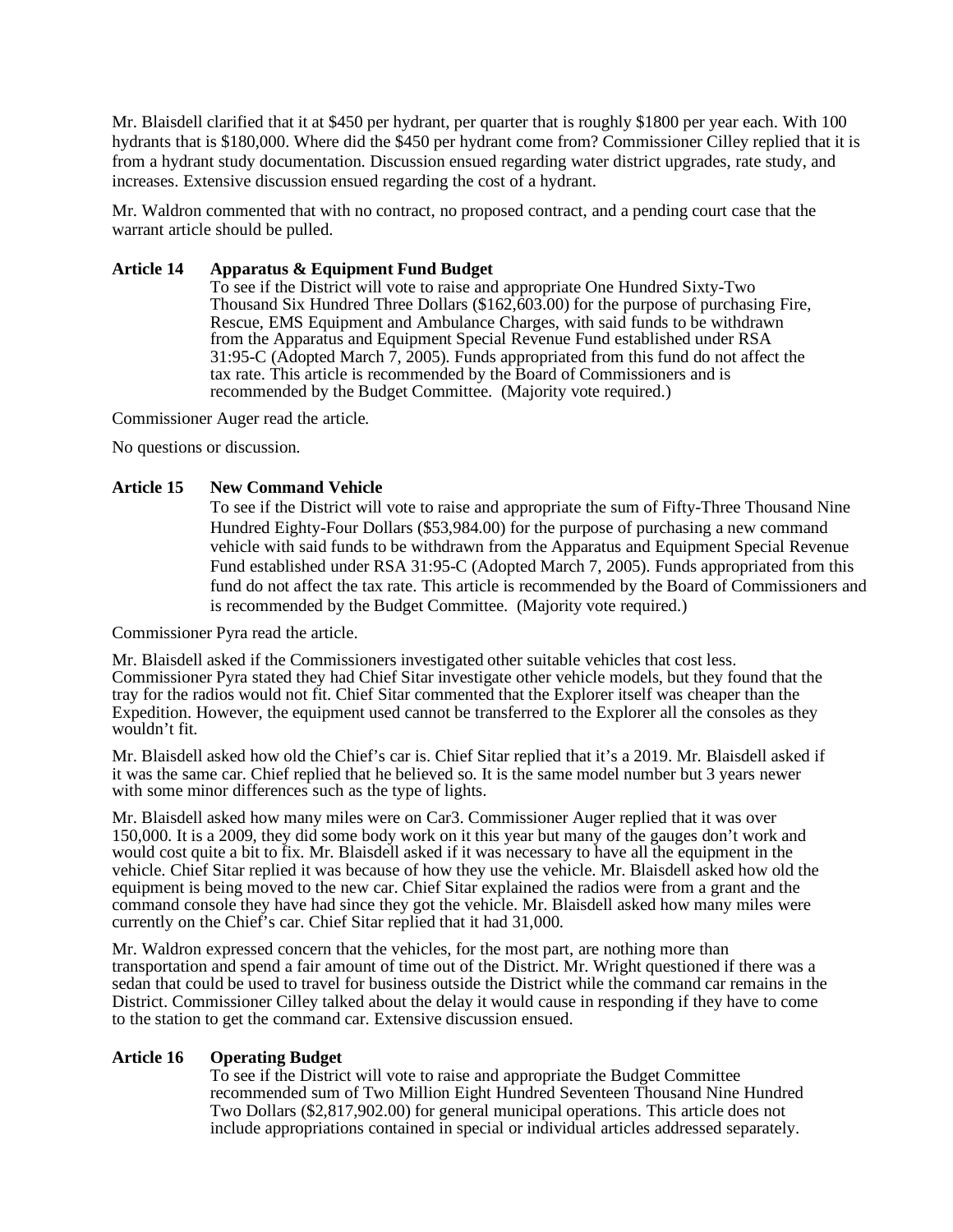Mr. Blaisdell clarified that it at $450 per hydrant, per quarter that is roughly $1800 per year each. With 100 hydrants that is $180,000. Where did the $450 per hydrant come from? Commissioner Cilley replied that it is from a hydrant study documentation. Discussion ensued regarding water district upgrades, rate study, and increases. Extensive discussion ensued regarding the cost of a hydrant.

Mr. Waldron commented that with no contract, no proposed contract, and a pending court case that the warrant article should be pulled.

**Article 14 Apparatus & Equipment Fund Budget**

To see if the District will vote to raise and appropriate One Hundred Sixty-Two Thousand Six Hundred Three Dollars ($162,603.00) for the purpose of purchasing Fire, Rescue, EMS Equipment and Ambulance Charges, with said funds to be withdrawn from the Apparatus and Equipment Special Revenue Fund established under RSA 31:95-C (Adopted March 7, 2005). Funds appropriated from this fund do not affect the tax rate. This article is recommended by the Board of Commissioners and is recommended by the Budget Committee. (Majority vote required.)

Commissioner Auger read the article.

No questions or discussion.

**Article 15 New Command Vehicle**

To see if the District will vote to raise and appropriate the sum of Fifty-Three Thousand Nine Hundred Eighty-Four Dollars ($53,984.00) for the purpose of purchasing a new command vehicle with said funds to be withdrawn from the Apparatus and Equipment Special Revenue Fund established under RSA 31:95-C (Adopted March 7, 2005). Funds appropriated from this fund do not affect the tax rate. This article is recommended by the Board of Commissioners and is recommended by the Budget Committee. (Majority vote required.)

Commissioner Pyra read the article.

Mr. Blaisdell asked if the Commissioners investigated other suitable vehicles that cost less. Commissioner Pyra stated they had Chief Sitar investigate other vehicle models, but they found that the tray for the radios would not fit. Chief Sitar commented that the Explorer itself was cheaper than the Expedition. However, the equipment used cannot be transferred to the Explorer all the consoles as they wouldn't fit.

Mr. Blaisdell asked how old the Chief's car is. Chief Sitar replied that it's a 2019. Mr. Blaisdell asked if it was the same car. Chief replied that he believed so. It is the same model number but 3 years newer with some minor differences such as the type of lights.

Mr. Blaisdell asked how many miles were on Car3. Commissioner Auger replied that it was over 150,000. It is a 2009, they did some body work on it this year but many of the gauges don't work and would cost quite a bit to fix. Mr. Blaisdell asked if it was necessary to have all the equipment in the vehicle. Chief Sitar replied it was because of how they use the vehicle. Mr. Blaisdell asked how old the equipment is being moved to the new car. Chief Sitar explained the radios were from a grant and the command console they have had since they got the vehicle. Mr. Blaisdell asked how many miles were currently on the Chief's car. Chief Sitar replied that it had 31,000.

Mr. Waldron expressed concern that the vehicles, for the most part, are nothing more than transportation and spend a fair amount of time out of the District. Mr. Wright questioned if there was a sedan that could be used to travel for business outside the District while the command car remains in the District. Commissioner Cilley talked about the delay it would cause in responding if they have to come to the station to get the command car. Extensive discussion ensued.

**Article 16 Operating Budget**

To see if the District will vote to raise and appropriate the Budget Committee recommended sum of Two Million Eight Hundred Seventeen Thousand Nine Hundred Two Dollars ($2,817,902.00) for general municipal operations. This article does not include appropriations contained in special or individual articles addressed separately.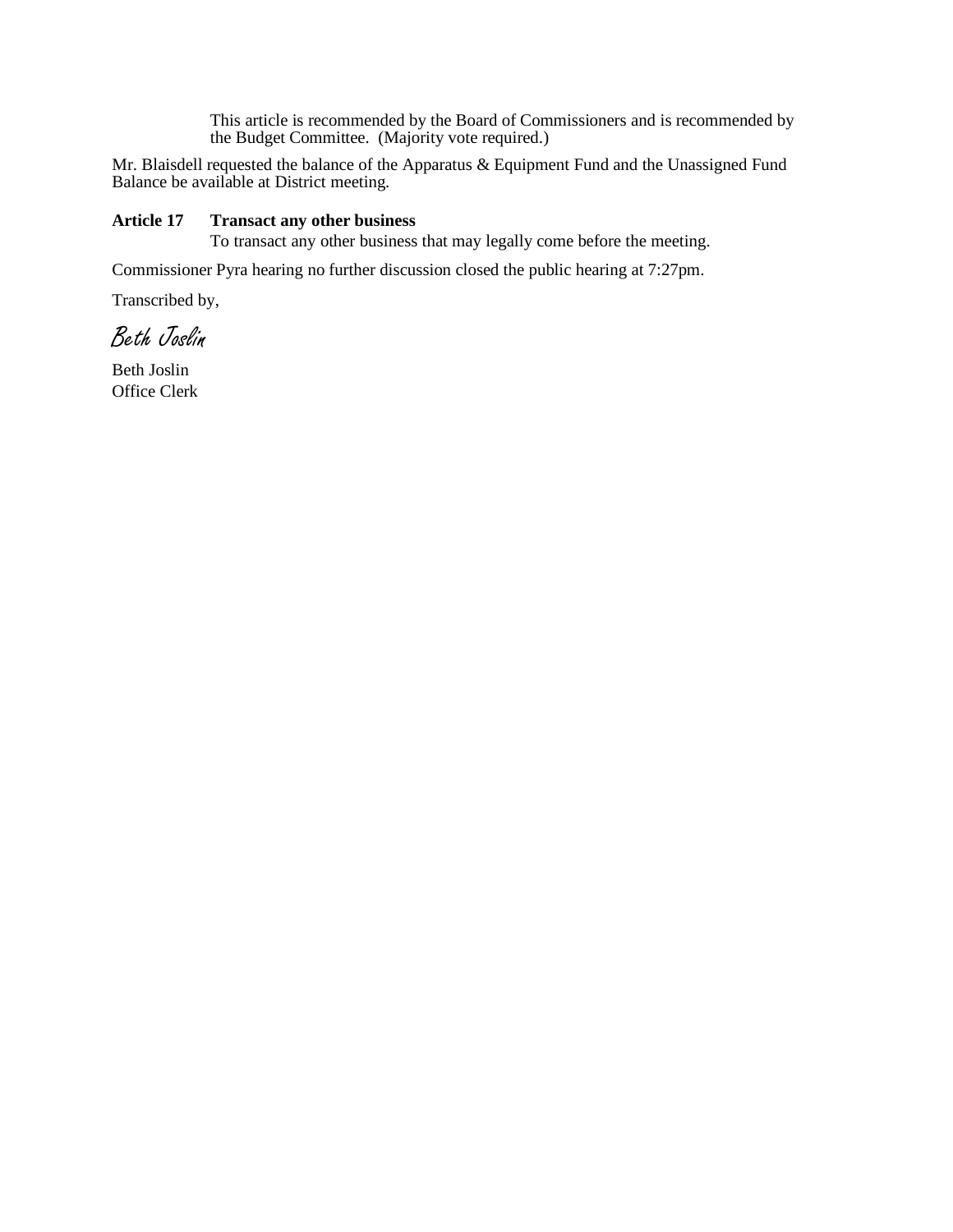This article is recommended by the Board of Commissioners and is recommended by the Budget Committee. (Majority vote required.)

Mr. Blaisdell requested the balance of the Apparatus & Equipment Fund and the Unassigned Fund Balance be available at District meeting.

**Article 17 Transact any other business**

To transact any other business that may legally come before the meeting.

Commissioner Pyra hearing no further discussion closed the public hearing at 7:27pm.

Transcribed by,

*Beth Joslin*

Beth Joslin
Office Clerk